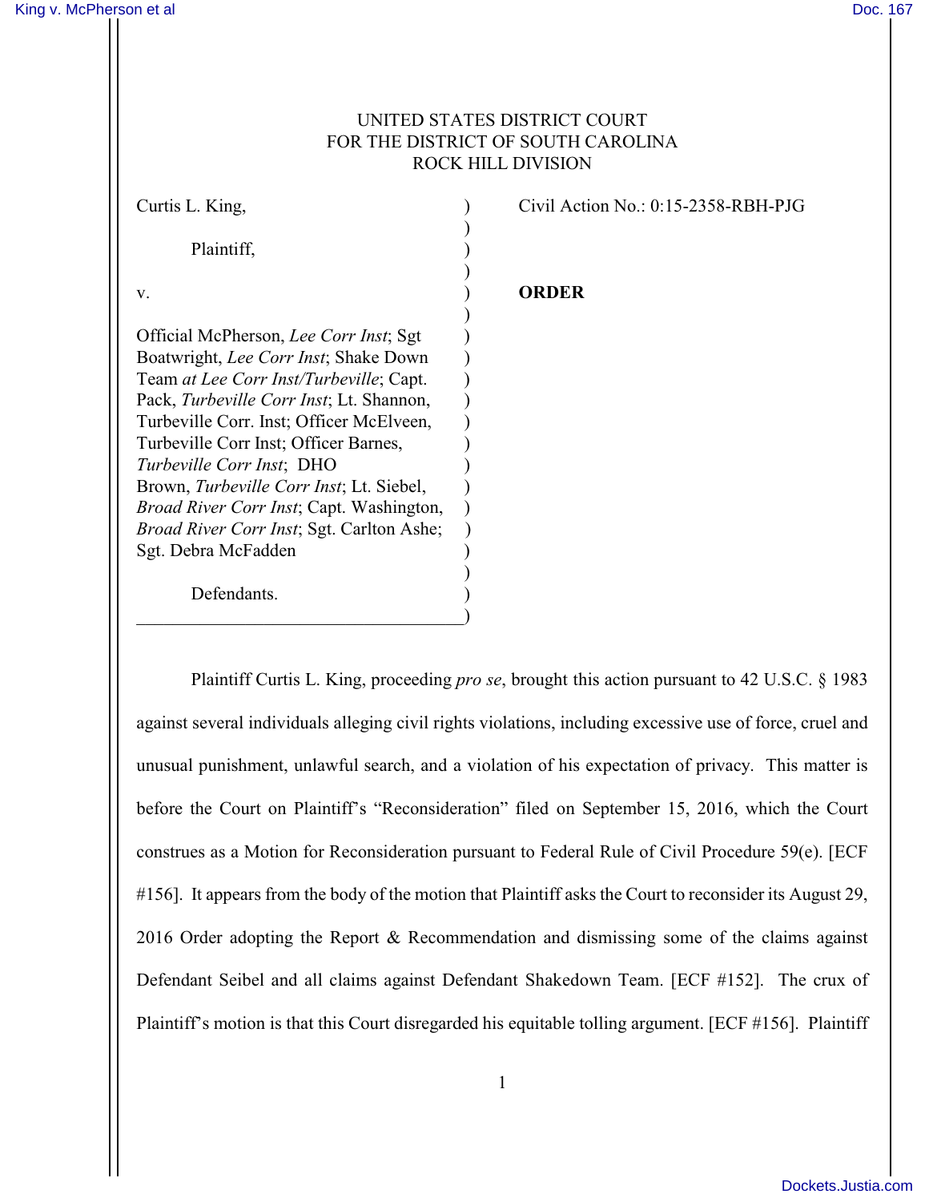UNITED STATES DISTRICT COURT
FOR THE DISTRICT OF SOUTH CAROLINA
ROCK HILL DIVISION

| | | |
|---|---|---|
| Curtis L. King,<br><br>Plaintiff,<br><br>v.<br><br>Official McPherson, *Lee Corr Inst*; Sgt Boatwright, *Lee Corr Inst*; Shake Down Team *at Lee Corr Inst/Turbeville*; Capt. Pack, *Turbeville Corr Inst*; Lt. Shannon, Turbeville Corr. Inst; Officer McElveen, Turbeville Corr Inst; Officer Barnes, *Turbeville Corr Inst*; DHO Brown, *Turbeville Corr Inst*; Lt. Siebel, *Broad River Corr Inst*; Capt. Washington, *Broad River Corr Inst*; Sgt. Carlton Ashe; Sgt. Debra McFadden<br><br>Defendants. | ) | Civil Action No.: 0:15-2358-RBH-PJG<br><br>**ORDER** |

Plaintiff Curtis L. King, proceeding *pro se*, brought this action pursuant to 42 U.S.C. § 1983 against several individuals alleging civil rights violations, including excessive use of force, cruel and unusual punishment, unlawful search, and a violation of his expectation of privacy. This matter is before the Court on Plaintiff's "Reconsideration" filed on September 15, 2016, which the Court construes as a Motion for Reconsideration pursuant to Federal Rule of Civil Procedure 59(e). [ECF #156]. It appears from the body of the motion that Plaintiff asks the Court to reconsider its August 29, 2016 Order adopting the Report & Recommendation and dismissing some of the claims against Defendant Seibel and all claims against Defendant Shakedown Team. [ECF #152]. The crux of Plaintiff's motion is that this Court disregarded his equitable tolling argument. [ECF #156]. Plaintiff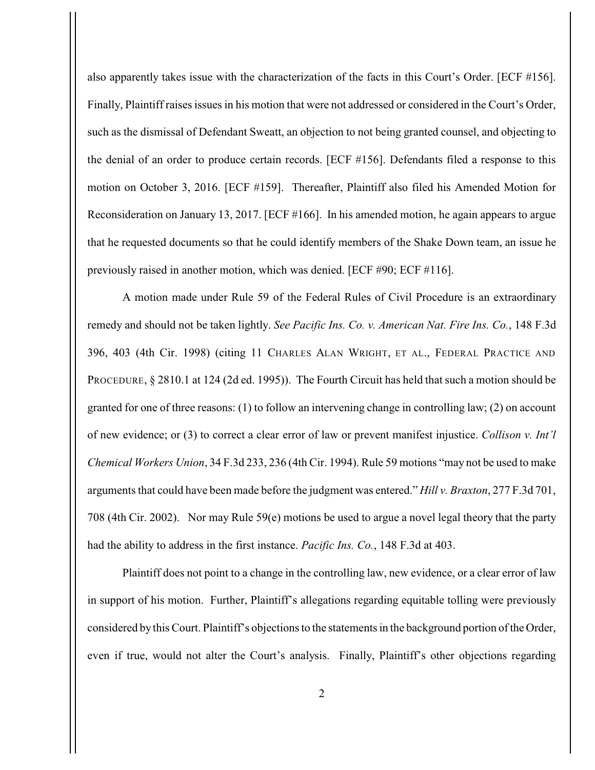also apparently takes issue with the characterization of the facts in this Court's Order. [ECF #156]. Finally, Plaintiff raises issues in his motion that were not addressed or considered in the Court's Order, such as the dismissal of Defendant Sweatt, an objection to not being granted counsel, and objecting to the denial of an order to produce certain records. [ECF #156]. Defendants filed a response to this motion on October 3, 2016. [ECF #159]. Thereafter, Plaintiff also filed his Amended Motion for Reconsideration on January 13, 2017. [ECF #166]. In his amended motion, he again appears to argue that he requested documents so that he could identify members of the Shake Down team, an issue he previously raised in another motion, which was denied. [ECF #90; ECF #116].

A motion made under Rule 59 of the Federal Rules of Civil Procedure is an extraordinary remedy and should not be taken lightly. *See Pacific Ins. Co. v. American Nat. Fire Ins. Co.*, 148 F.3d 396, 403 (4th Cir. 1998) (citing 11 CHARLES ALAN WRIGHT, ET AL., FEDERAL PRACTICE AND PROCEDURE, § 2810.1 at 124 (2d ed. 1995)). The Fourth Circuit has held that such a motion should be granted for one of three reasons: (1) to follow an intervening change in controlling law; (2) on account of new evidence; or (3) to correct a clear error of law or prevent manifest injustice. *Collison v. Int'l Chemical Workers Union*, 34 F.3d 233, 236 (4th Cir. 1994). Rule 59 motions "may not be used to make arguments that could have been made before the judgment was entered." *Hill v. Braxton*, 277 F.3d 701, 708 (4th Cir. 2002). Nor may Rule 59(e) motions be used to argue a novel legal theory that the party had the ability to address in the first instance. *Pacific Ins. Co.*, 148 F.3d at 403.

Plaintiff does not point to a change in the controlling law, new evidence, or a clear error of law in support of his motion. Further, Plaintiff's allegations regarding equitable tolling were previously considered by this Court. Plaintiff's objections to the statements in the background portion of the Order, even if true, would not alter the Court's analysis. Finally, Plaintiff's other objections regarding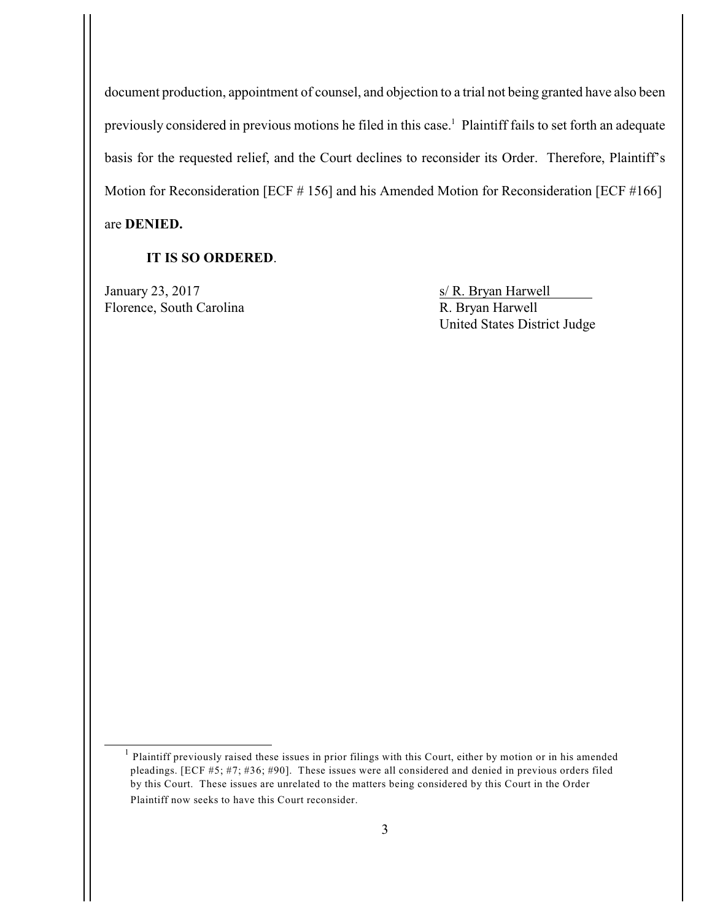document production, appointment of counsel, and objection to a trial not being granted have also been previously considered in previous motions he filed in this case.[1] Plaintiff fails to set forth an adequate basis for the requested relief, and the Court declines to reconsider its Order. Therefore, Plaintiff's Motion for Reconsideration [ECF # 156] and his Amended Motion for Reconsideration [ECF #166] are **DENIED.**

**IT IS SO ORDERED**.

January 23, 2017
Florence, South Carolina

s/ R. Bryan Harwell
R. Bryan Harwell
United States District Judge

[1] Plaintiff previously raised these issues in prior filings with this Court, either by motion or in his amended pleadings. [ECF #5; #7; #36; #90]. These issues were all considered and denied in previous orders filed by this Court. These issues are unrelated to the matters being considered by this Court in the Order Plaintiff now seeks to have this Court reconsider.